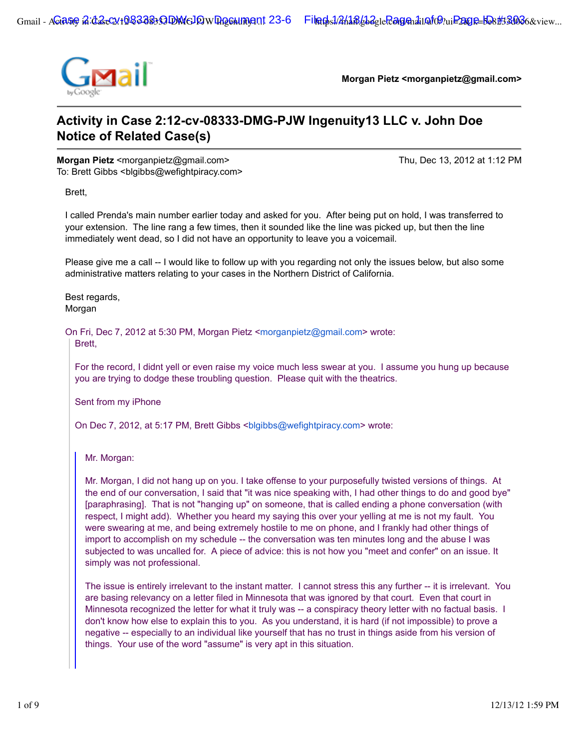**Morgan Pietz <morganpietz@gmail.com>**

# Activity in Case 2:12-cv-08333-DMG-PJW Ingenuity13 LLC v. John Doe Notice of Related Case(s)

**Morgan Pietz** <morganpietz@gmail.com> Thu, Dec 13, 2012 at 1:12 PM
To: Brett Gibbs <blgibbs@wefightpiracy.com>

Brett,

I called Prenda's main number earlier today and asked for you. After being put on hold, I was transferred to your extension. The line rang a few times, then it sounded like the line was picked up, but then the line immediately went dead, so I did not have an opportunity to leave you a voicemail.

Please give me a call -- I would like to follow up with you regarding not only the issues below, but also some administrative matters relating to your cases in the Northern District of California.

Best regards,
Morgan

On Fri, Dec 7, 2012 at 5:30 PM, Morgan Pietz <morganpietz@gmail.com> wrote:

> Brett,
>
> For the record, I didnt yell or even raise my voice much less swear at you. I assume you hung up because you are trying to dodge these troubling question. Please quit with the theatrics.
>
> Sent from my iPhone
>
> On Dec 7, 2012, at 5:17 PM, Brett Gibbs <blgibbs@wefightpiracy.com> wrote:
>
>> Mr. Morgan:
>>
>> Mr. Morgan, I did not hang up on you. I take offense to your purposefully twisted versions of things. At the end of our conversation, I said that "it was nice speaking with, I had other things to do and good bye" [paraphrasing]. That is not "hanging up" on someone, that is called ending a phone conversation (with respect, I might add). Whether you heard my saying this over your yelling at me is not my fault. You were swearing at me, and being extremely hostile to me on phone, and I frankly had other things of import to accomplish on my schedule -- the conversation was ten minutes long and the abuse I was subjected to was uncalled for. A piece of advice: this is not how you "meet and confer" on an issue. It simply was not professional.
>>
>> The issue is entirely irrelevant to the instant matter. I cannot stress this any further -- it is irrelevant. You are basing relevancy on a letter filed in Minnesota that was ignored by that court. Even that court in Minnesota recognized the letter for what it truly was -- a conspiracy theory letter with no factual basis. I don't know how else to explain this to you. As you understand, it is hard (if not impossible) to prove a negative -- especially to an individual like yourself that has no trust in things aside from his version of things. Your use of the word "assume" is very apt in this situation.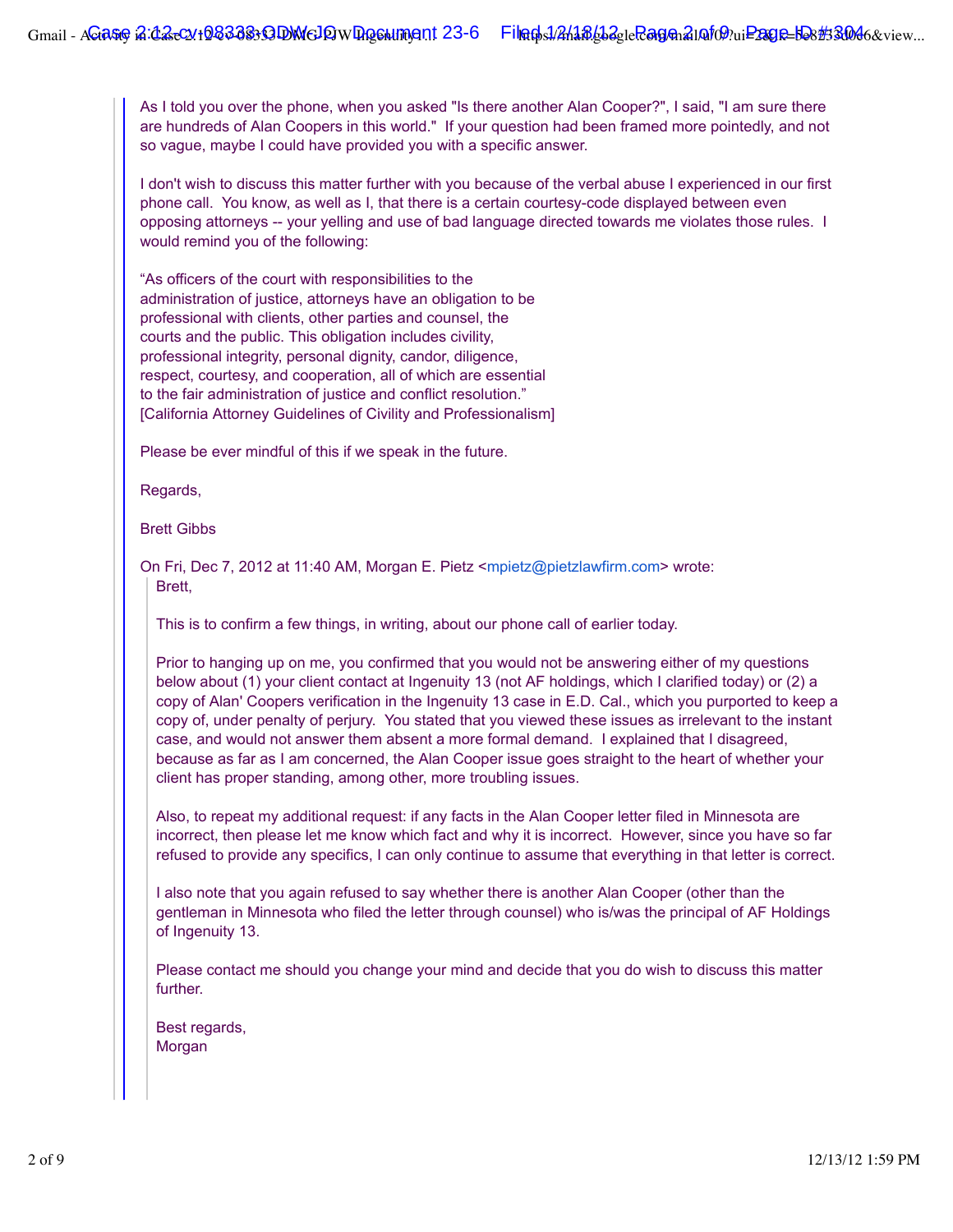As I told you over the phone, when you asked "Is there another Alan Cooper?", I said, "I am sure there are hundreds of Alan Coopers in this world." If your question had been framed more pointedly, and not so vague, maybe I could have provided you with a specific answer.

I don't wish to discuss this matter further with you because of the verbal abuse I experienced in our first phone call. You know, as well as I, that there is a certain courtesy-code displayed between even opposing attorneys -- your yelling and use of bad language directed towards me violates those rules. I would remind you of the following:

> "As officers of the court with responsibilities to the administration of justice, attorneys have an obligation to be professional with clients, other parties and counsel, the courts and the public. This obligation includes civility, professional integrity, personal dignity, candor, diligence, respect, courtesy, and cooperation, all of which are essential to the fair administration of justice and conflict resolution."
> [California Attorney Guidelines of Civility and Professionalism]

Please be ever mindful of this if we speak in the future.

Regards,

Brett Gibbs

On Fri, Dec 7, 2012 at 11:40 AM, Morgan E. Pietz <mpietz@pietzlawfirm.com> wrote:

> Brett,
>
> This is to confirm a few things, in writing, about our phone call of earlier today.
>
> Prior to hanging up on me, you confirmed that you would not be answering either of my questions below about (1) your client contact at Ingenuity 13 (not AF holdings, which I clarified today) or (2) a copy of Alan' Coopers verification in the Ingenuity 13 case in E.D. Cal., which you purported to keep a copy of, under penalty of perjury. You stated that you viewed these issues as irrelevant to the instant case, and would not answer them absent a more formal demand. I explained that I disagreed, because as far as I am concerned, the Alan Cooper issue goes straight to the heart of whether your client has proper standing, among other, more troubling issues.
>
> Also, to repeat my additional request: if any facts in the Alan Cooper letter filed in Minnesota are incorrect, then please let me know which fact and why it is incorrect. However, since you have so far refused to provide any specifics, I can only continue to assume that everything in that letter is correct.
>
> I also note that you again refused to say whether there is another Alan Cooper (other than the gentleman in Minnesota who filed the letter through counsel) who is/was the principal of AF Holdings of Ingenuity 13.
>
> Please contact me should you change your mind and decide that you do wish to discuss this matter further.
>
> Best regards,
> Morgan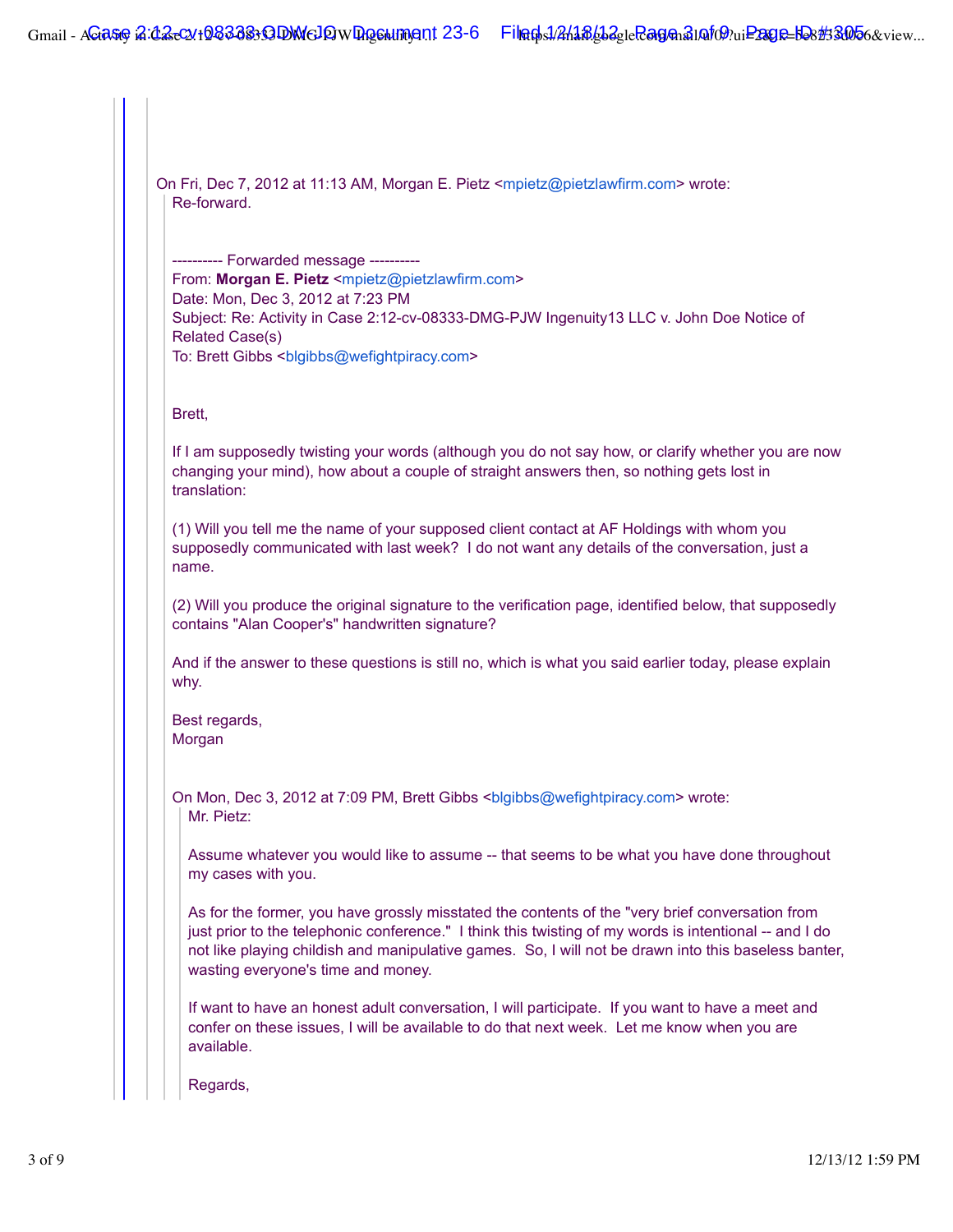On Fri, Dec 7, 2012 at 11:13 AM, Morgan E. Pietz <mpietz@pietzlawfirm.com> wrote:

Re-forward.

---------- Forwarded message ----------
From: **Morgan E. Pietz** <mpietz@pietzlawfirm.com>
Date: Mon, Dec 3, 2012 at 7:23 PM
Subject: Re: Activity in Case 2:12-cv-08333-DMG-PJW Ingenuity13 LLC v. John Doe Notice of Related Case(s)
To: Brett Gibbs <blgibbs@wefightpiracy.com>

Brett,

If I am supposedly twisting your words (although you do not say how, or clarify whether you are now changing your mind), how about a couple of straight answers then, so nothing gets lost in translation:

(1) Will you tell me the name of your supposed client contact at AF Holdings with whom you supposedly communicated with last week? I do not want any details of the conversation, just a name.

(2) Will you produce the original signature to the verification page, identified below, that supposedly contains "Alan Cooper's" handwritten signature?

And if the answer to these questions is still no, which is what you said earlier today, please explain why.

Best regards,
Morgan

On Mon, Dec 3, 2012 at 7:09 PM, Brett Gibbs <blgibbs@wefightpiracy.com> wrote:

Mr. Pietz:

Assume whatever you would like to assume -- that seems to be what you have done throughout my cases with you.

As for the former, you have grossly misstated the contents of the "very brief conversation from just prior to the telephonic conference." I think this twisting of my words is intentional -- and I do not like playing childish and manipulative games. So, I will not be drawn into this baseless banter, wasting everyone's time and money.

If want to have an honest adult conversation, I will participate. If you want to have a meet and confer on these issues, I will be available to do that next week. Let me know when you are available.

Regards,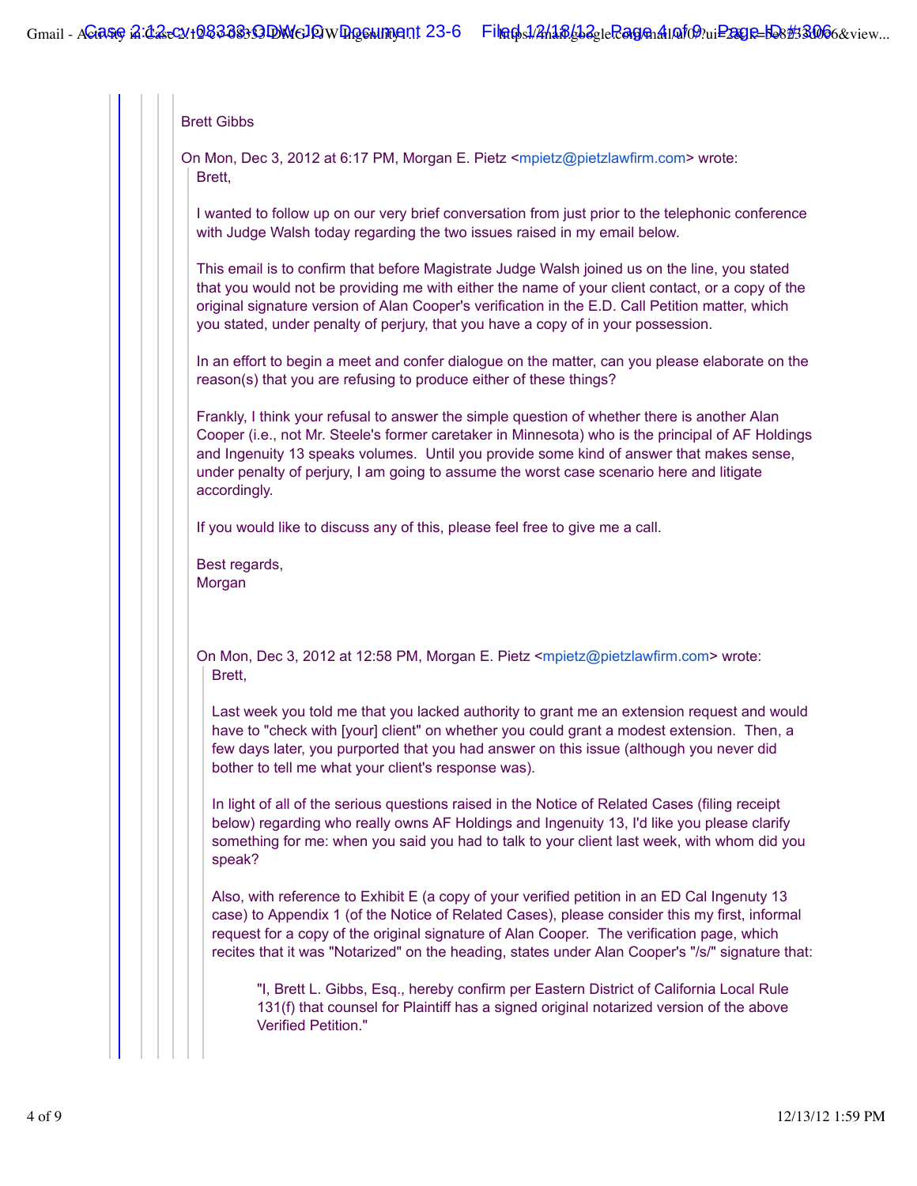Brett Gibbs

On Mon, Dec 3, 2012 at 6:17 PM, Morgan E. Pietz <mpietz@pietzlawfirm.com> wrote:

> Brett,
>
> I wanted to follow up on our very brief conversation from just prior to the telephonic conference with Judge Walsh today regarding the two issues raised in my email below.
>
> This email is to confirm that before Magistrate Judge Walsh joined us on the line, you stated that you would not be providing me with either the name of your client contact, or a copy of the original signature version of Alan Cooper's verification in the E.D. Call Petition matter, which you stated, under penalty of perjury, that you have a copy of in your possession.
>
> In an effort to begin a meet and confer dialogue on the matter, can you please elaborate on the reason(s) that you are refusing to produce either of these things?
>
> Frankly, I think your refusal to answer the simple question of whether there is another Alan Cooper (i.e., not Mr. Steele's former caretaker in Minnesota) who is the principal of AF Holdings and Ingenuity 13 speaks volumes. Until you provide some kind of answer that makes sense, under penalty of perjury, I am going to assume the worst case scenario here and litigate accordingly.
>
> If you would like to discuss any of this, please feel free to give me a call.
>
> Best regards,
> Morgan
>
> On Mon, Dec 3, 2012 at 12:58 PM, Morgan E. Pietz <mpietz@pietzlawfirm.com> wrote:
>
>> Brett,
>>
>> Last week you told me that you lacked authority to grant me an extension request and would have to "check with [your] client" on whether you could grant a modest extension. Then, a few days later, you purported that you had answer on this issue (although you never did bother to tell me what your client's response was).
>>
>> In light of all of the serious questions raised in the Notice of Related Cases (filing receipt below) regarding who really owns AF Holdings and Ingenuity 13, I'd like you please clarify something for me: when you said you had to talk to your client last week, with whom did you speak?
>>
>> Also, with reference to Exhibit E (a copy of your verified petition in an ED Cal Ingenuty 13 case) to Appendix 1 (of the Notice of Related Cases), please consider this my first, informal request for a copy of the original signature of Alan Cooper. The verification page, which recites that it was "Notarized" on the heading, states under Alan Cooper's "/s/" signature that:
>>
>>> "I, Brett L. Gibbs, Esq., hereby confirm per Eastern District of California Local Rule 131(f) that counsel for Plaintiff has a signed original notarized version of the above Verified Petition."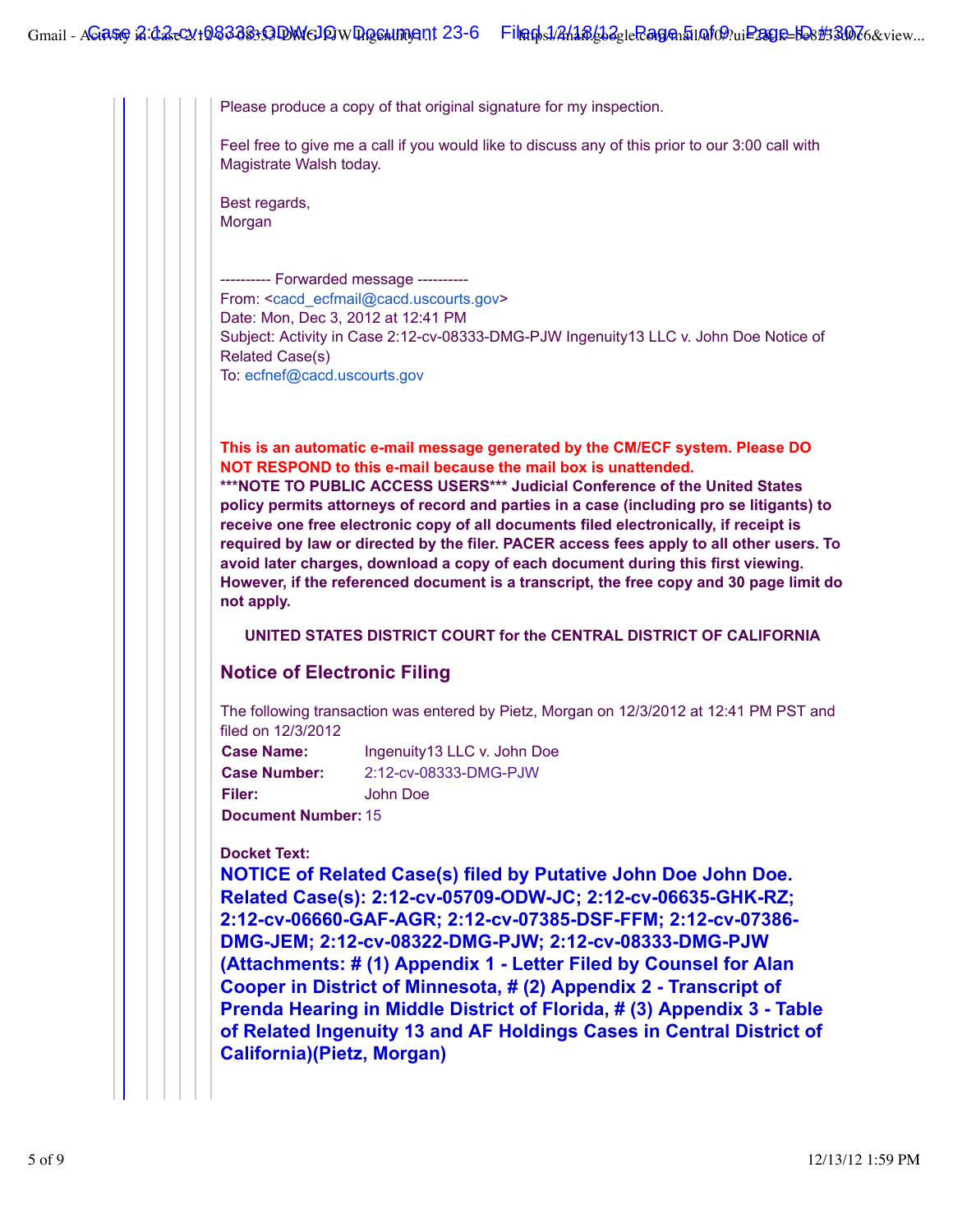Please produce a copy of that original signature for my inspection.

Feel free to give me a call if you would like to discuss any of this prior to our 3:00 call with Magistrate Walsh today.

Best regards,
Morgan

---------- Forwarded message ----------
From: <cacd_ecfmail@cacd.uscourts.gov>
Date: Mon, Dec 3, 2012 at 12:41 PM
Subject: Activity in Case 2:12-cv-08333-DMG-PJW Ingenuity13 LLC v. John Doe Notice of Related Case(s)
To: ecfnef@cacd.uscourts.gov

**This is an automatic e-mail message generated by the CM/ECF system. Please DO NOT RESPOND to this e-mail because the mail box is unattended.**
**\*\*\*NOTE TO PUBLIC ACCESS USERS\*\*\* Judicial Conference of the United States policy permits attorneys of record and parties in a case (including pro se litigants) to receive one free electronic copy of all documents filed electronically, if receipt is required by law or directed by the filer. PACER access fees apply to all other users. To avoid later charges, download a copy of each document during this first viewing. However, if the referenced document is a transcript, the free copy and 30 page limit do not apply.**

**UNITED STATES DISTRICT COURT for the CENTRAL DISTRICT OF CALIFORNIA**

## Notice of Electronic Filing

The following transaction was entered by Pietz, Morgan on 12/3/2012 at 12:41 PM PST and filed on 12/3/2012

| | |
|---|---|
| **Case Name:** | Ingenuity13 LLC v. John Doe |
| **Case Number:** | 2:12-cv-08333-DMG-PJW |
| **Filer:** | John Doe |
| **Document Number:** | 15 |

**Docket Text:**
**NOTICE of Related Case(s) filed by Putative John Doe John Doe. Related Case(s): 2:12-cv-05709-ODW-JC; 2:12-cv-06635-GHK-RZ; 2:12-cv-06660-GAF-AGR; 2:12-cv-07385-DSF-FFM; 2:12-cv-07386-DMG-JEM; 2:12-cv-08322-DMG-PJW; 2:12-cv-08333-DMG-PJW (Attachments: # (1) Appendix 1 - Letter Filed by Counsel for Alan Cooper in District of Minnesota, # (2) Appendix 2 - Transcript of Prenda Hearing in Middle District of Florida, # (3) Appendix 3 - Table of Related Ingenuity 13 and AF Holdings Cases in Central District of California)(Pietz, Morgan)**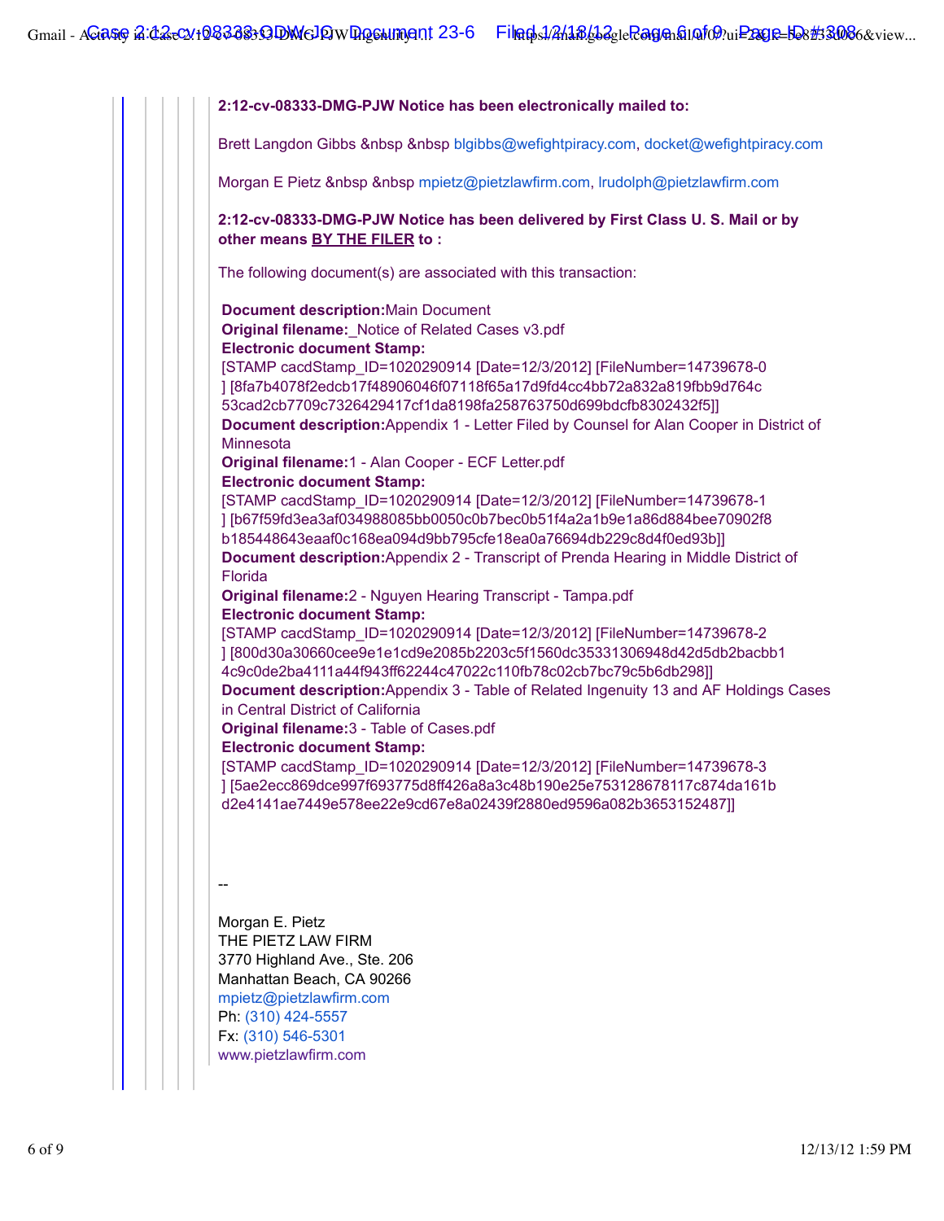**2:12-cv-08333-DMG-PJW Notice has been electronically mailed to:**

Brett Langdon Gibbs &nbsp &nbsp blgibbs@wefightpiracy.com, docket@wefightpiracy.com

Morgan E Pietz &nbsp &nbsp mpietz@pietzlawfirm.com, lrudolph@pietzlawfirm.com

**2:12-cv-08333-DMG-PJW Notice has been delivered by First Class U. S. Mail or by other means BY THE FILER to :**

The following document(s) are associated with this transaction:

**Document description:**Main Document
**Original filename:**_Notice of Related Cases v3.pdf
**Electronic document Stamp:**
[STAMP cacdStamp_ID=1020290914 [Date=12/3/2012] [FileNumber=14739678-0
] [8fa7b4078f2edcb17f48906046f07118f65a17d9fd4cc4bb72a832a819fbb9d764c
53cad2cb7709c7326429417cf1da8198fa258763750d699bdcfb8302432f5]]
**Document description:**Appendix 1 - Letter Filed by Counsel for Alan Cooper in District of Minnesota
**Original filename:**1 - Alan Cooper - ECF Letter.pdf
**Electronic document Stamp:**
[STAMP cacdStamp_ID=1020290914 [Date=12/3/2012] [FileNumber=14739678-1
] [b67f59fd3ea3af034988085bb0050c0b7bec0b51f4a2a1b9e1a86d884bee70902f8
b185448643eaaf0c168ea094d9bb795cfe18ea0a76694db229c8d4f0ed93b]]
**Document description:**Appendix 2 - Transcript of Prenda Hearing in Middle District of Florida
**Original filename:**2 - Nguyen Hearing Transcript - Tampa.pdf
**Electronic document Stamp:**
[STAMP cacdStamp_ID=1020290914 [Date=12/3/2012] [FileNumber=14739678-2
] [800d30a30660cee9e1e1cd9e2085b2203c5f1560dc35331306948d42d5db2bacbb1
4c9c0de2ba4111a44f943ff62244c47022c110fb78c02cb7bc79c5b6db298]]
**Document description:**Appendix 3 - Table of Related Ingenuity 13 and AF Holdings Cases in Central District of California
**Original filename:**3 - Table of Cases.pdf
**Electronic document Stamp:**
[STAMP cacdStamp_ID=1020290914 [Date=12/3/2012] [FileNumber=14739678-3
] [5ae2ecc869dce997f693775d8ff426a8a3c48b190e25e753128678117c874da161b
d2e4141ae7449e578ee22e9cd67e8a02439f2880ed9596a082b3653152487]]

--

Morgan E. Pietz
THE PIETZ LAW FIRM
3770 Highland Ave., Ste. 206
Manhattan Beach, CA 90266
mpietz@pietzlawfirm.com
Ph: (310) 424-5557
Fx: (310) 546-5301
www.pietzlawfirm.com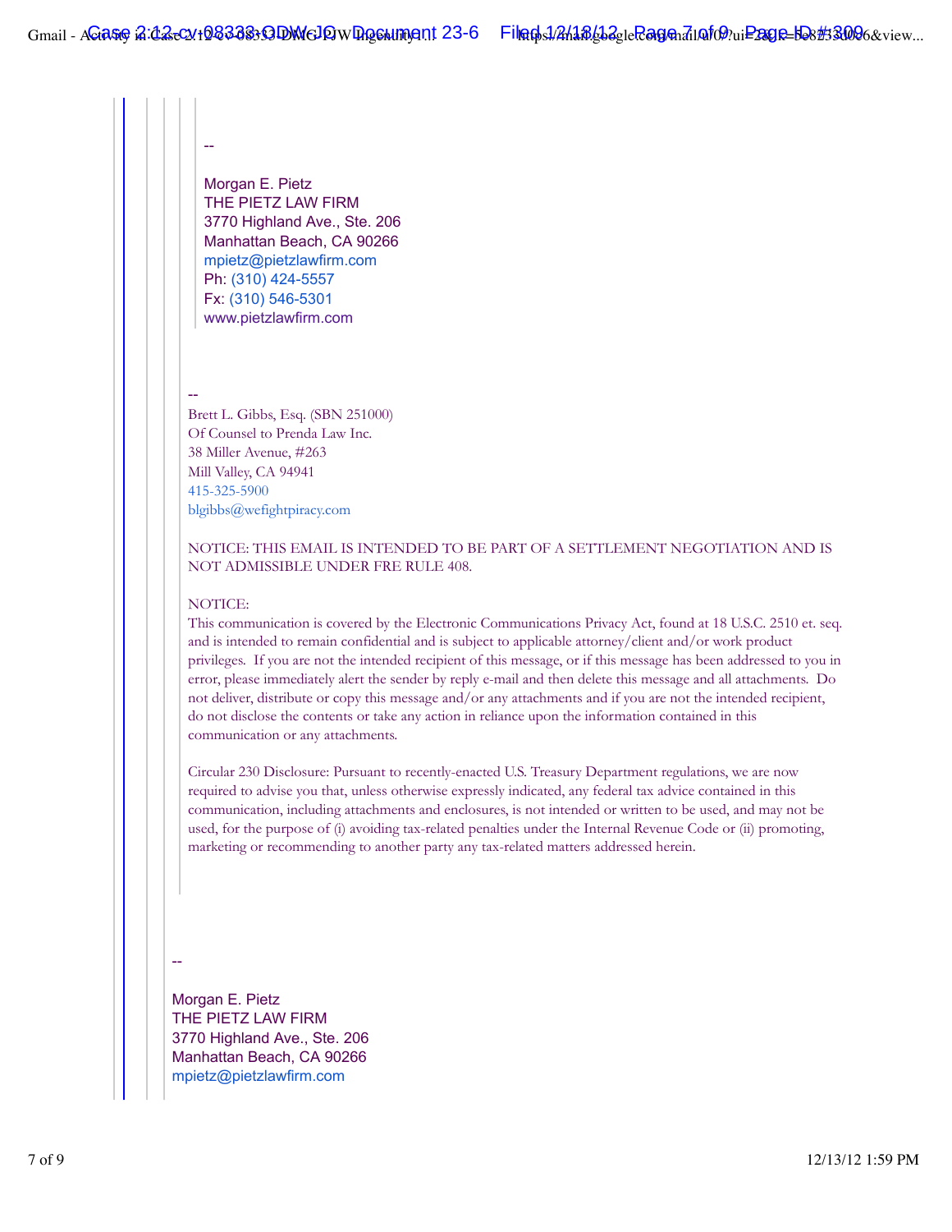--

Morgan E. Pietz
THE PIETZ LAW FIRM
3770 Highland Ave., Ste. 206
Manhattan Beach, CA 90266
mpietz@pietzlawfirm.com
Ph: (310) 424-5557
Fx: (310) 546-5301
www.pietzlawfirm.com

--
Brett L. Gibbs, Esq. (SBN 251000)
Of Counsel to Prenda Law Inc.
38 Miller Avenue, #263
Mill Valley, CA 94941
415-325-5900
blgibbs@wefightpiracy.com

NOTICE: THIS EMAIL IS INTENDED TO BE PART OF A SETTLEMENT NEGOTIATION AND IS NOT ADMISSIBLE UNDER FRE RULE 408.

NOTICE:
This communication is covered by the Electronic Communications Privacy Act, found at 18 U.S.C. 2510 et. seq. and is intended to remain confidential and is subject to applicable attorney/client and/or work product privileges. If you are not the intended recipient of this message, or if this message has been addressed to you in error, please immediately alert the sender by reply e-mail and then delete this message and all attachments. Do not deliver, distribute or copy this message and/or any attachments and if you are not the intended recipient, do not disclose the contents or take any action in reliance upon the information contained in this communication or any attachments.

Circular 230 Disclosure: Pursuant to recently-enacted U.S. Treasury Department regulations, we are now required to advise you that, unless otherwise expressly indicated, any federal tax advice contained in this communication, including attachments and enclosures, is not intended or written to be used, and may not be used, for the purpose of (i) avoiding tax-related penalties under the Internal Revenue Code or (ii) promoting, marketing or recommending to another party any tax-related matters addressed herein.

--

Morgan E. Pietz
THE PIETZ LAW FIRM
3770 Highland Ave., Ste. 206
Manhattan Beach, CA 90266
mpietz@pietzlawfirm.com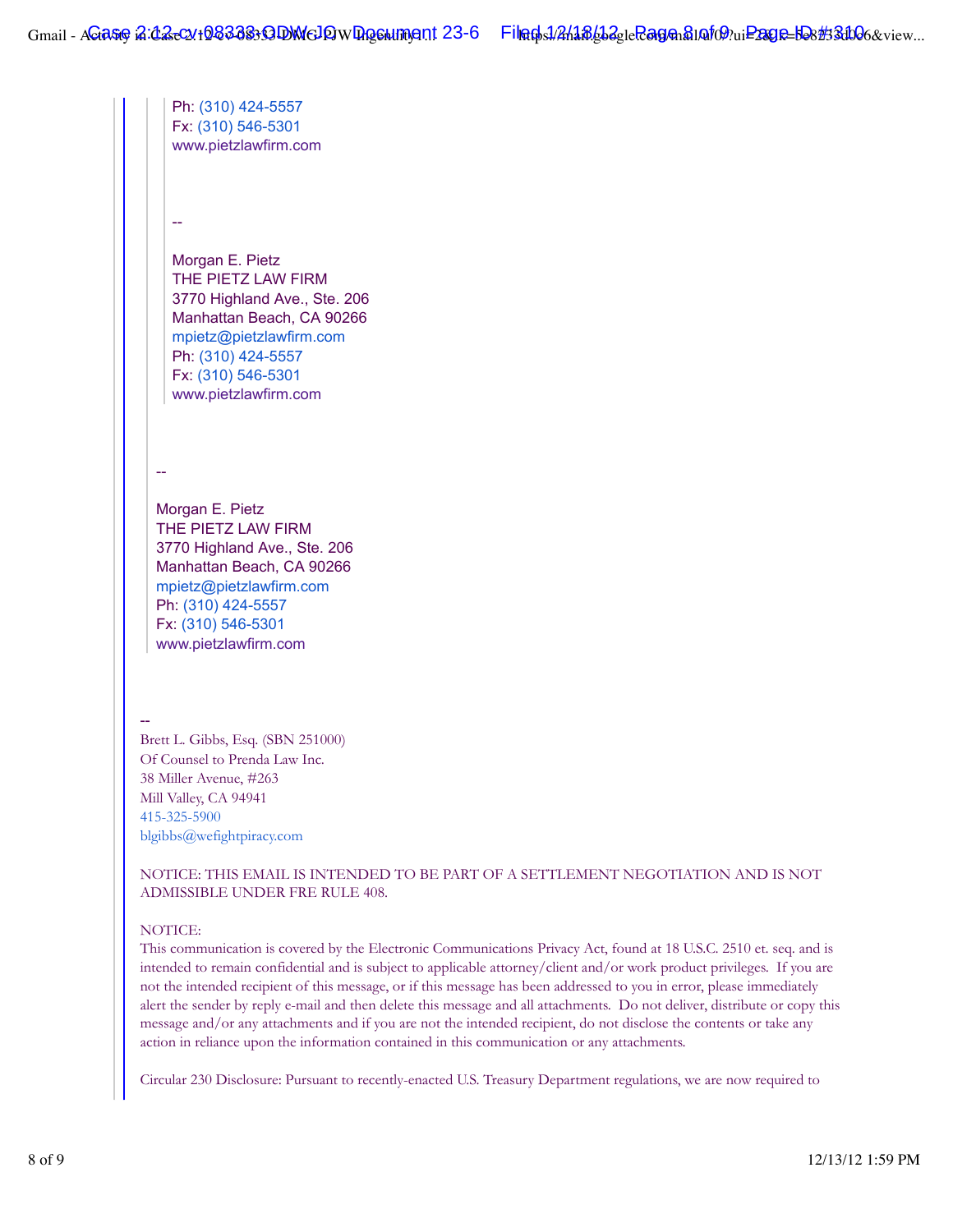Ph: (310) 424-5557
Fx: (310) 546-5301
www.pietzlawfirm.com

--

Morgan E. Pietz
THE PIETZ LAW FIRM
3770 Highland Ave., Ste. 206
Manhattan Beach, CA 90266
mpietz@pietzlawfirm.com
Ph: (310) 424-5557
Fx: (310) 546-5301
www.pietzlawfirm.com

--

Morgan E. Pietz
THE PIETZ LAW FIRM
3770 Highland Ave., Ste. 206
Manhattan Beach, CA 90266
mpietz@pietzlawfirm.com
Ph: (310) 424-5557
Fx: (310) 546-5301
www.pietzlawfirm.com

--
Brett L. Gibbs, Esq. (SBN 251000)
Of Counsel to Prenda Law Inc.
38 Miller Avenue, #263
Mill Valley, CA 94941
415-325-5900
blgibbs@wefightpiracy.com

NOTICE: THIS EMAIL IS INTENDED TO BE PART OF A SETTLEMENT NEGOTIATION AND IS NOT ADMISSIBLE UNDER FRE RULE 408.

NOTICE:
This communication is covered by the Electronic Communications Privacy Act, found at 18 U.S.C. 2510 et. seq. and is intended to remain confidential and is subject to applicable attorney/client and/or work product privileges. If you are not the intended recipient of this message, or if this message has been addressed to you in error, please immediately alert the sender by reply e-mail and then delete this message and all attachments. Do not deliver, distribute or copy this message and/or any attachments and if you are not the intended recipient, do not disclose the contents or take any action in reliance upon the information contained in this communication or any attachments.

Circular 230 Disclosure: Pursuant to recently-enacted U.S. Treasury Department regulations, we are now required to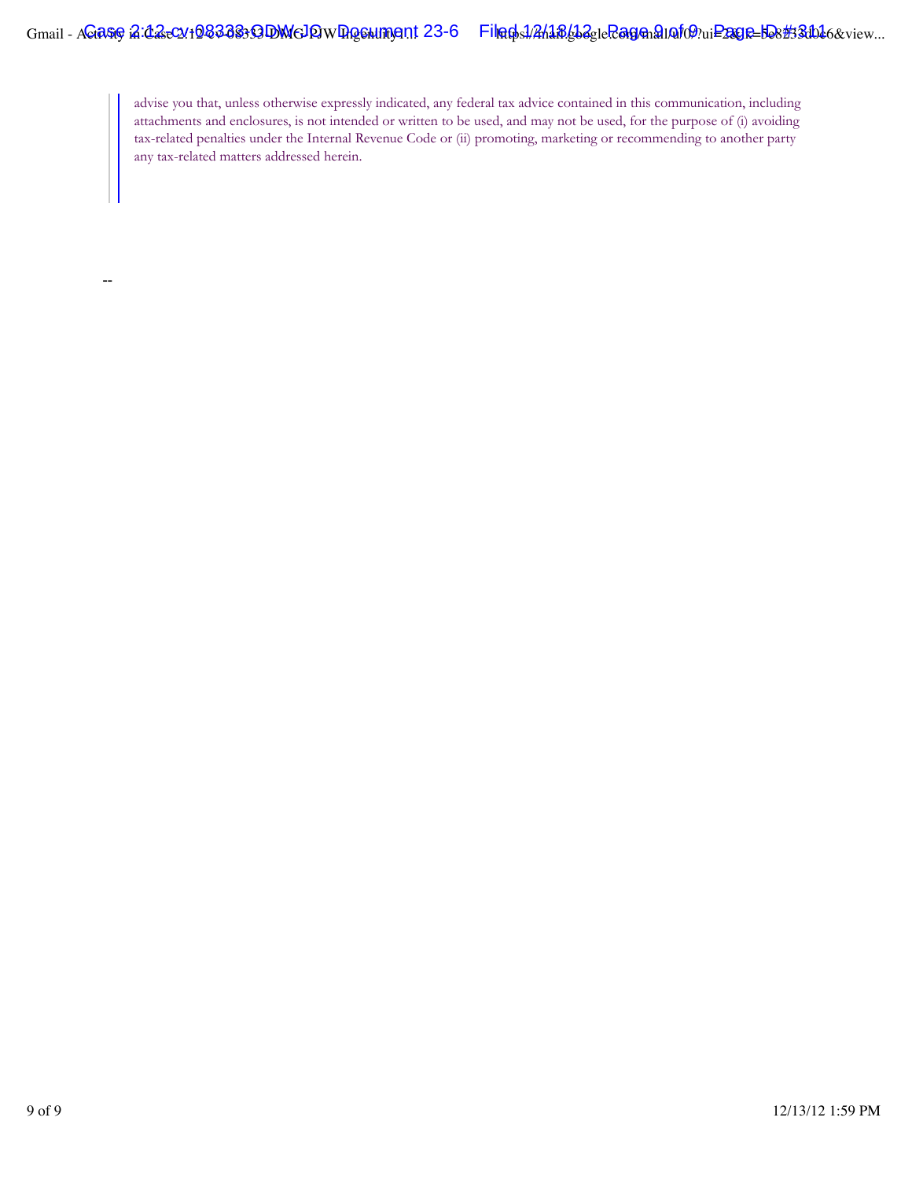> advise you that, unless otherwise expressly indicated, any federal tax advice contained in this communication, including attachments and enclosures, is not intended or written to be used, and may not be used, for the purpose of (i) avoiding tax-related penalties under the Internal Revenue Code or (ii) promoting, marketing or recommending to another party any tax-related matters addressed herein.

--